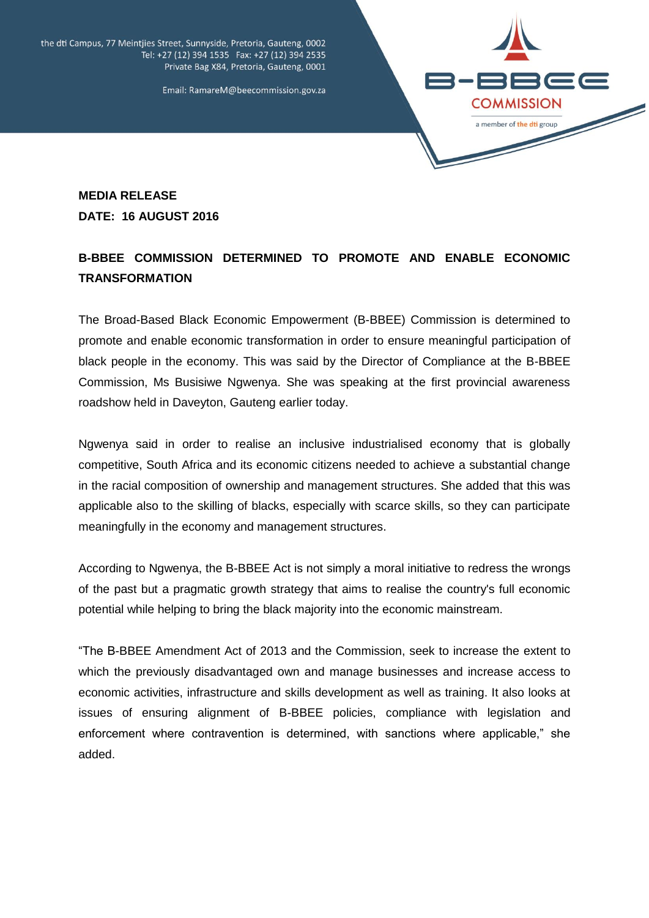the dti Campus, 77 Meintjies Street, Sunnyside, Pretoria, Gauteng, 0002
Tel: +27 (12) 394 1535 Fax: +27 (12) 394 2535
Private Bag X84, Pretoria, Gauteng, 0001

Email: RamareM@beecommission.gov.za

B-BBEE COMMISSION
a member of the dti group

**MEDIA RELEASE**
**DATE: 16 AUGUST 2016**

# B-BBEE COMMISSION DETERMINED TO PROMOTE AND ENABLE ECONOMIC TRANSFORMATION

The Broad-Based Black Economic Empowerment (B-BBEE) Commission is determined to promote and enable economic transformation in order to ensure meaningful participation of black people in the economy. This was said by the Director of Compliance at the B-BBEE Commission, Ms Busisiwe Ngwenya. She was speaking at the first provincial awareness roadshow held in Daveyton, Gauteng earlier today.

Ngwenya said in order to realise an inclusive industrialised economy that is globally competitive, South Africa and its economic citizens needed to achieve a substantial change in the racial composition of ownership and management structures. She added that this was applicable also to the skilling of blacks, especially with scarce skills, so they can participate meaningfully in the economy and management structures.

According to Ngwenya, the B-BBEE Act is not simply a moral initiative to redress the wrongs of the past but a pragmatic growth strategy that aims to realise the country's full economic potential while helping to bring the black majority into the economic mainstream.

"The B-BBEE Amendment Act of 2013 and the Commission, seek to increase the extent to which the previously disadvantaged own and manage businesses and increase access to economic activities, infrastructure and skills development as well as training. It also looks at issues of ensuring alignment of B-BBEE policies, compliance with legislation and enforcement where contravention is determined, with sanctions where applicable," she added.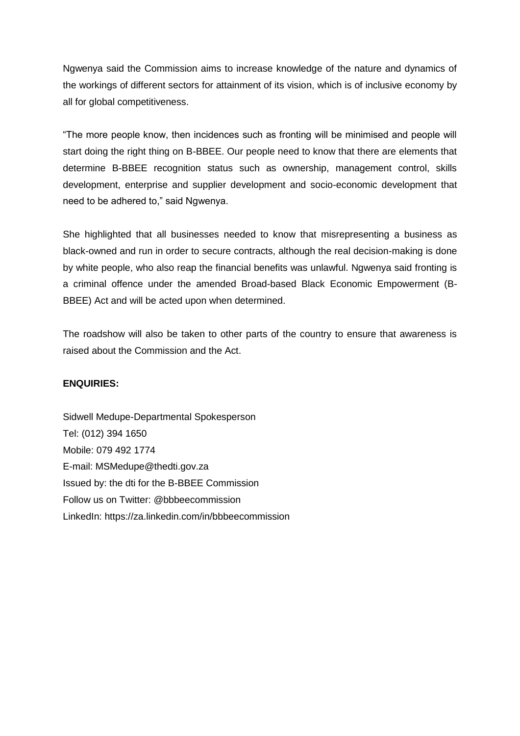Ngwenya said the Commission aims to increase knowledge of the nature and dynamics of the workings of different sectors for attainment of its vision, which is of inclusive economy by all for global competitiveness.

"The more people know, then incidences such as fronting will be minimised and people will start doing the right thing on B-BBEE. Our people need to know that there are elements that determine B-BBEE recognition status such as ownership, management control, skills development, enterprise and supplier development and socio-economic development that need to be adhered to," said Ngwenya.

She highlighted that all businesses needed to know that misrepresenting a business as black-owned and run in order to secure contracts, although the real decision-making is done by white people, who also reap the financial benefits was unlawful. Ngwenya said fronting is a criminal offence under the amended Broad-based Black Economic Empowerment (B-BBEE) Act and will be acted upon when determined.

The roadshow will also be taken to other parts of the country to ensure that awareness is raised about the Commission and the Act.

**ENQUIRIES:**

Sidwell Medupe-Departmental Spokesperson
Tel: (012) 394 1650
Mobile: 079 492 1774
E-mail: MSMedupe@thedti.gov.za
Issued by: the dti for the B-BBEE Commission
Follow us on Twitter: @bbbeecommission
LinkedIn: https://za.linkedin.com/in/bbbeecommission